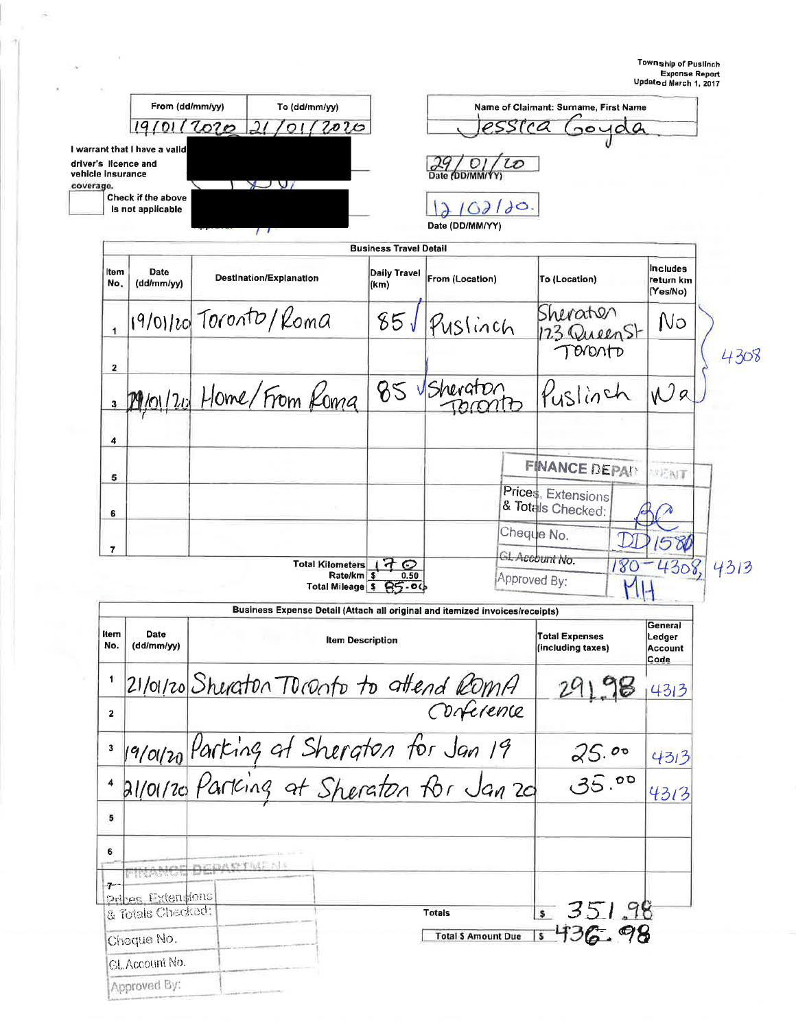Township of Puslinch
Expense Report
Updated March 1, 2017

| From (dd/mm/yy) | To (dd/mm/yy) |
|---|---|
| 19/01/2020 | 21/01/2020 |

Name of Claimant: Surname, First Name
Jessica Goyda

I warrant that I have a valid driver's licence and vehicle insurance coverage.

29/01/20
Date (DD/MM/YY)

Check if the above is not applicable

12/02/20.
Date (DD/MM/YY)

**Business Travel Detail**

| Item No. | Date (dd/mm/yy) | Destination/Explanation | Daily Travel (km) | From (Location) | To (Location) | Includes return km (Yes/No) |
|---|---|---|---|---|---|---|
| 1 | 19/01/20 | Toronto/Roma | 85 ✓ | Puslinch | Sheraton 123 Queen St Toronto | No |
| 2 | | | | | | |
| 3 | 21/01/20 | Home/From Roma | 85 ✓ | Sheraton Toronto | Puslinch | Na |
| 4 | | | | | | |
| 5 | | | | | | |
| 6 | | | | | | |
| 7 | | | | | | |

4308

Total Kilometers: 170
Rate/km: $ 0.50
Total Mileage: $ 85.00

FINANCE DEPARTMENT
Prices, Extensions & Totals Checked: BC
Cheque No.: DD 1580
GL Account No.: 180-4308, 4313
Approved By: MH

**Business Expense Detail (Attach all original and itemized invoices/receipts)**

| Item No. | Date (dd/mm/yy) | Item Description | Total Expenses (including taxes) | General Ledger Account Code |
|---|---|---|---|---|
| 1 | 21/01/20 | Sheraton Toronto to attend RomA Conference | 291.98 | 4313 |
| 2 | | | | |
| 3 | 19/01/20 | Parking at Sheraton for Jan 19 | 25.00 | 4313 |
| 4 | 21/01/20 | Parking at Sheraton for Jan 20 | 35.00 | 4313 |
| 5 | | | | |
| 6 | | | | |
| 7 | | | | |

Totals: $ 351.98
Total $ Amount Due: $ 436.98

FINANCE DEPARTMENT
Prices, Extensions & Totals Checked:
Cheque No.
GL Account No.
Approved By: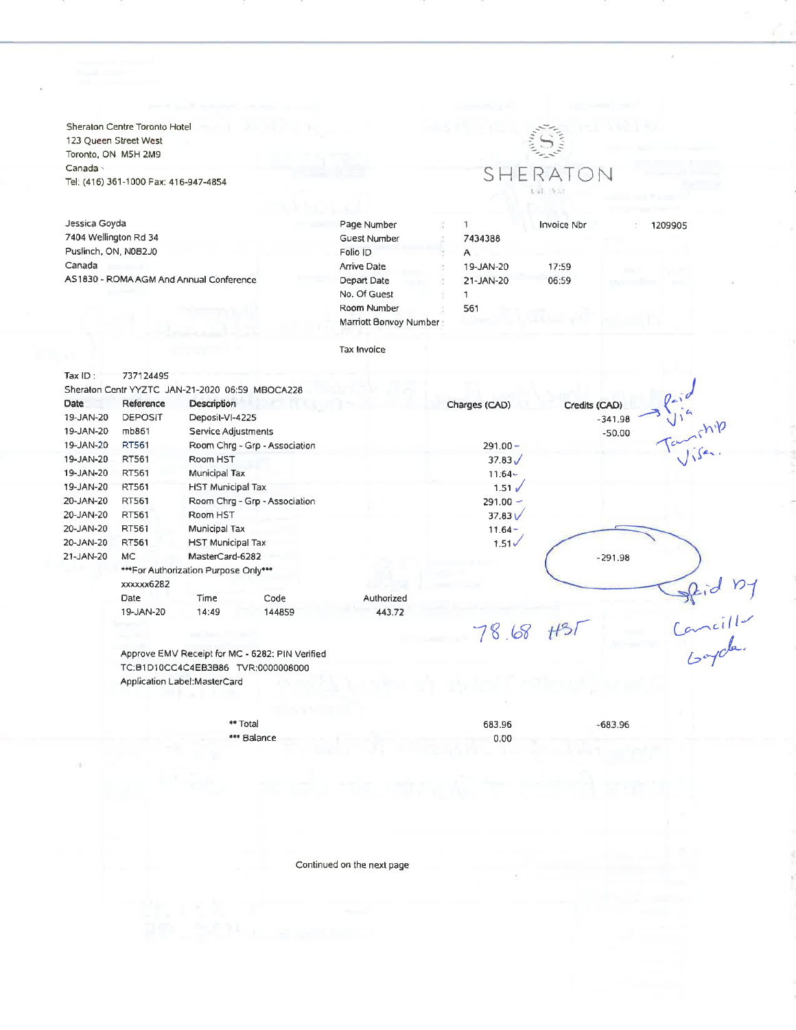Sheraton Centre Toronto Hotel
123 Queen Street West
Toronto, ON M5H 2M9
Canada
Tel: (416) 361-1000 Fax: 416-947-4854

SHERATON

Jessica Goyda
7404 Wellington Rd 34
Puslinch, ON, N0B2J0
Canada
AS1830 - ROMA AGM And Annual Conference

| | | | | |
|---|---|---|---|---|
| Page Number | : 1 | | Invoice Nbr | : 1209905 |
| Guest Number | : 7434388 | | | |
| Folio ID | : A | | | |
| Arrive Date | : 19-JAN-20 | 17:59 | | |
| Depart Date | : 21-JAN-20 | 06:59 | | |
| No. Of Guest | : 1 | | | |
| Room Number | : 561 | | | |
| Marriott Bonvoy Number | : | | | |

Tax Invoice

Tax ID : 737124495

Sheraton Centr YYZTC JAN-21-2020 06:59 MBOCA228

| Date | Reference | Description | Charges (CAD) | Credits (CAD) |
|---|---|---|---|---|
| 19-JAN-20 | DEPOSIT | Deposit-VI-4225 | | -341.98 |
| 19-JAN-20 | mb861 | Service Adjustments | | -50.00 |
| 19-JAN-20 | RT561 | Room Chrg - Grp - Association | 291.00 | |
| 19-JAN-20 | RT561 | Room HST | 37.83 | |
| 19-JAN-20 | RT561 | Municipal Tax | 11.64 | |
| 19-JAN-20 | RT561 | HST Municipal Tax | 1.51 | |
| 20-JAN-20 | RT561 | Room Chrg - Grp - Association | 291.00 | |
| 20-JAN-20 | RT561 | Room HST | 37.83 | |
| 20-JAN-20 | RT561 | Municipal Tax | 11.64 | |
| 20-JAN-20 | RT561 | HST Municipal Tax | 1.51 | |
| 21-JAN-20 | MC | MasterCard-6282 | | -291.98 |

***For Authorization Purpose Only***
xxxxxx6282

| Date | Time | Code | Authorized |
|---|---|---|---|
| 19-JAN-20 | 14:49 | 144859 | 443.72 |

Approve EMV Receipt for MC - 6282: PIN Verified
TC:B1D10CC4C4EB3B86 TVR:0000008000
Application Label:MasterCard

| | Charges | Credits |
|---|---|---|
| ** Total | 683.96 | -683.96 |
| *** Balance | 0.00 | |

*Handwritten notes:* Paid via Township Visa. Paid by Councillor Goyda. 78.68 HST

Continued on the next page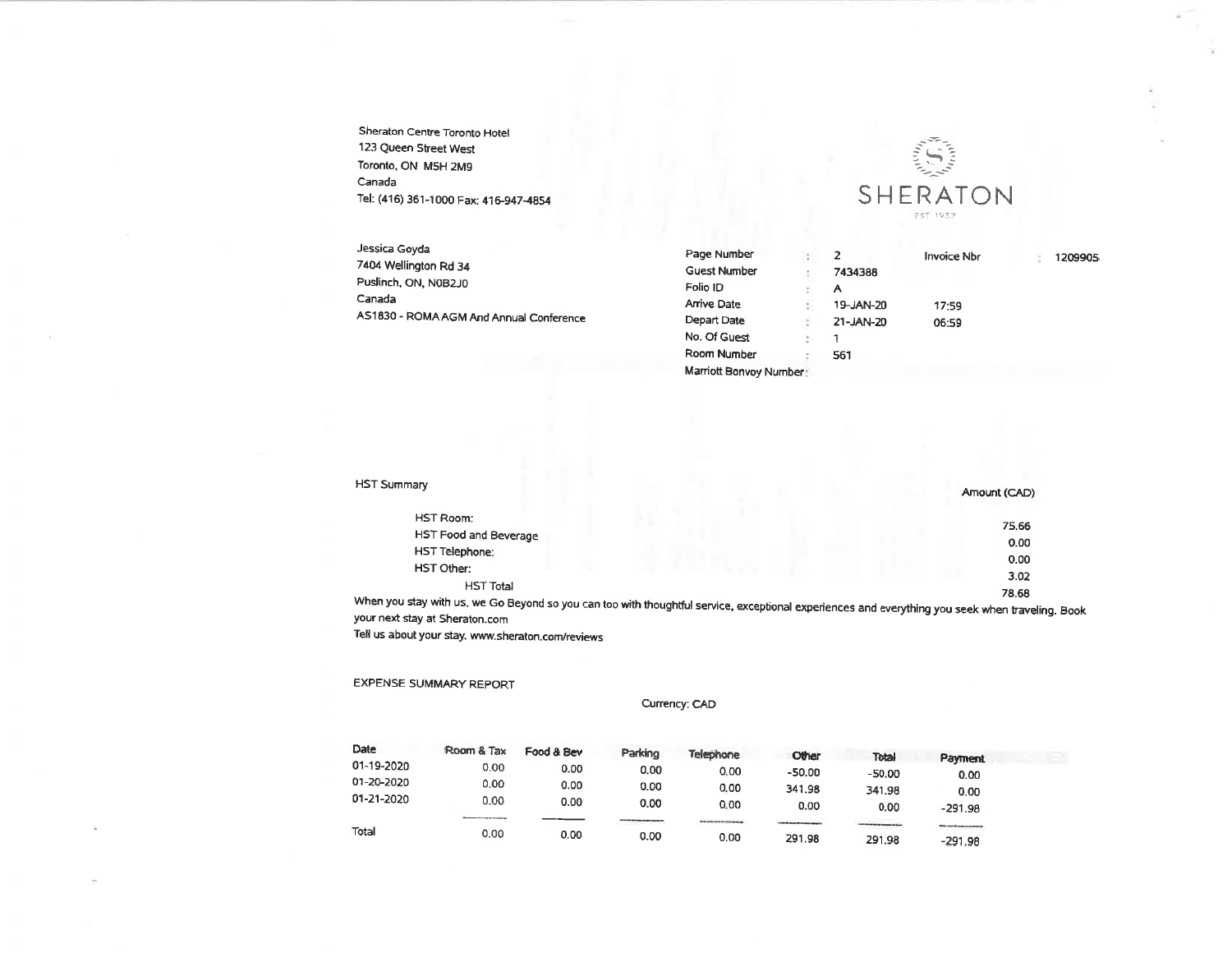Sheraton Centre Toronto Hotel
123 Queen Street West
Toronto, ON M5H 2M9
Canada
Tel: (416) 361-1000 Fax: 416-947-4854

SHERATON
EST 1937

Jessica Goyda
7404 Wellington Rd 34
Puslinch, ON, N0B2J0
Canada
AS1830 - ROMA AGM And Annual Conference

| | | | | |
|---|---|---|---|---|
| Page Number | : 2 | | Invoice Nbr | : 1209905 |
| Guest Number | : 7434388 | | | |
| Folio ID | : A | | | |
| Arrive Date | : 19-JAN-20 | 17:59 | | |
| Depart Date | : 21-JAN-20 | 06:59 | | |
| No. Of Guest | : 1 | | | |
| Room Number | : 561 | | | |
| Marriott Bonvoy Number | : | | | |

HST Summary

| | Amount (CAD) |
|---|---|
| HST Room: | 75.66 |
| HST Food and Beverage | 0.00 |
| HST Telephone: | 0.00 |
| HST Other: | 3.02 |
| HST Total | 78.68 |

When you stay with us, we Go Beyond so you can too with thoughtful service, exceptional experiences and everything you seek when traveling. Book your next stay at Sheraton.com

Tell us about your stay. www.sheraton.com/reviews

EXPENSE SUMMARY REPORT

Currency: CAD

| Date | Room & Tax | Food & Bev | Parking | Telephone | Other | Total | Payment |
|---|---|---|---|---|---|---|---|
| 01-19-2020 | 0.00 | 0.00 | 0.00 | 0.00 | -50.00 | -50.00 | 0.00 |
| 01-20-2020 | 0.00 | 0.00 | 0.00 | 0.00 | 341.98 | 341.98 | 0.00 |
| 01-21-2020 | 0.00 | 0.00 | 0.00 | 0.00 | 0.00 | 0.00 | -291.98 |
| Total | 0.00 | 0.00 | 0.00 | 0.00 | 291.98 | 291.98 | -291.98 |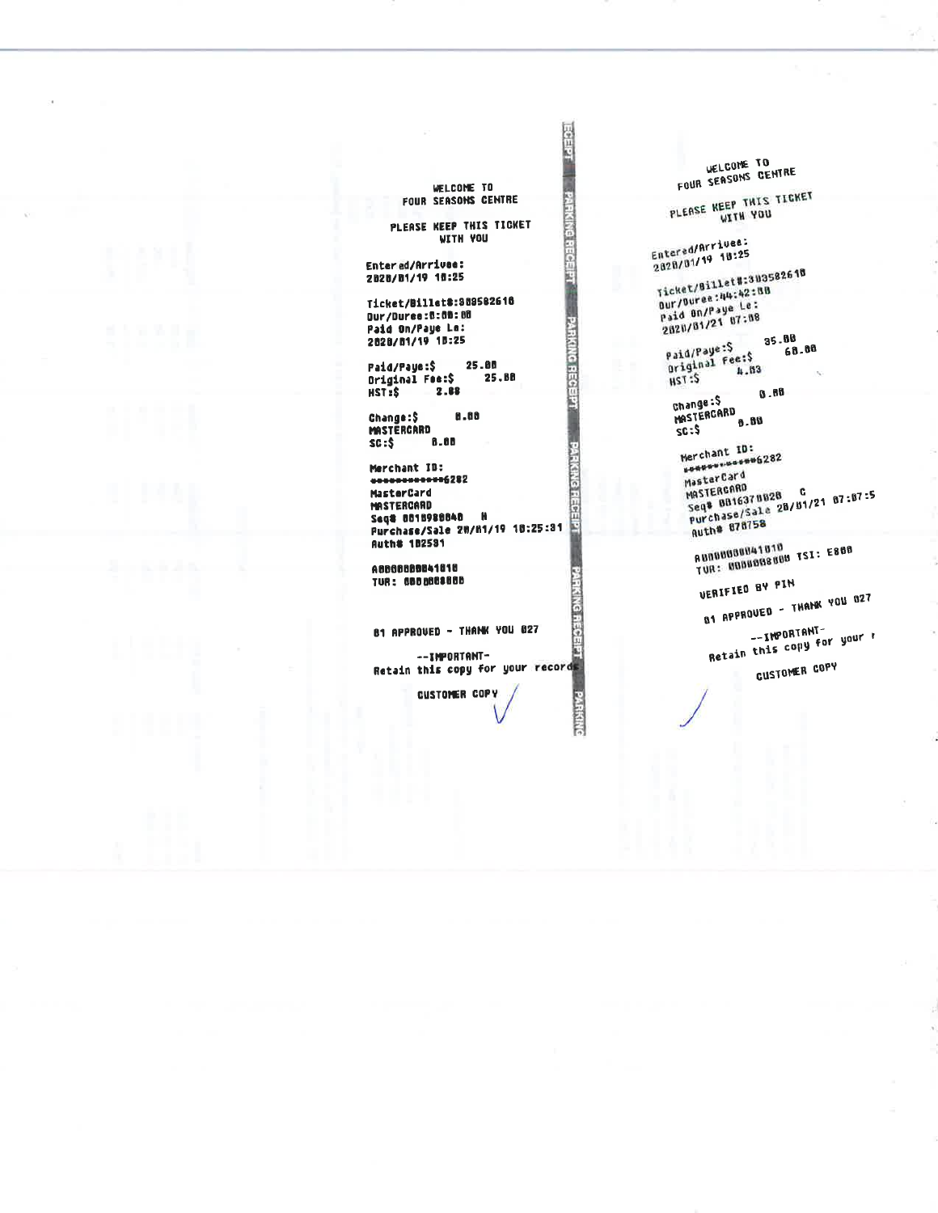WELCOME TO
FOUR SEASONS CENTRE

PLEASE KEEP THIS TICKET
WITH YOU

Entered/Arrivee:
2020/01/19 10:25

Ticket/Billet#:300582610
Dur/Duree:0:00:00
Paid On/Paye Le:
2020/01/19 10:25

Paid/Paye:$ 25.00
Original Fee:$ 25.00
HST:$ 2.88

Change:$ 0.00
MASTERCARD
SC:$ 0.00

Merchant ID:
\*\*\*\*\*\*\*\*\*\*\*\*6282
MasterCard
MASTERCARD
Seq# 0010980040 H
Purchase/Sale 20/01/19 10:25:31
Auth# 102591

A0000000041010
TVR: 0000008000

01 APPROVED - THANK YOU 027

--IMPORTANT-
Retain this copy for your records

CUSTOMER COPY

PARKING RECEIPT PARKING RECEIPT PARKING RECEIPT PARKING RECEIPT PARKING

WELCOME TO
FOUR SEASONS CENTRE

PLEASE KEEP THIS TICKET
WITH YOU

Entered/Arrivee:
2020/01/19 10:25

Ticket/Billet#:300582610
Dur/Duree:44:42:00
Paid On/Paye Le:
2020/01/21 07:08

Paid/Paye:$ 35.00
Original Fee:$ 60.00
HST:$ 4.03

Change:$ 0.00
MASTERCARD
SC:$ 0.00

Merchant ID:
\*\*\*\*\*\*\*\*\*\*\*\*6282
MasterCard
MASTERCARD
Seq# 0016370020 C
Purchase/Sale 20/01/21 07:07:5
Auth# 070758

A0000000041010
TVR: 0000008000 TSI: E800

VERIFIED BY PIN

01 APPROVED - THANK YOU 027

--IMPORTANT-
Retain this copy for your r

CUSTOMER COPY